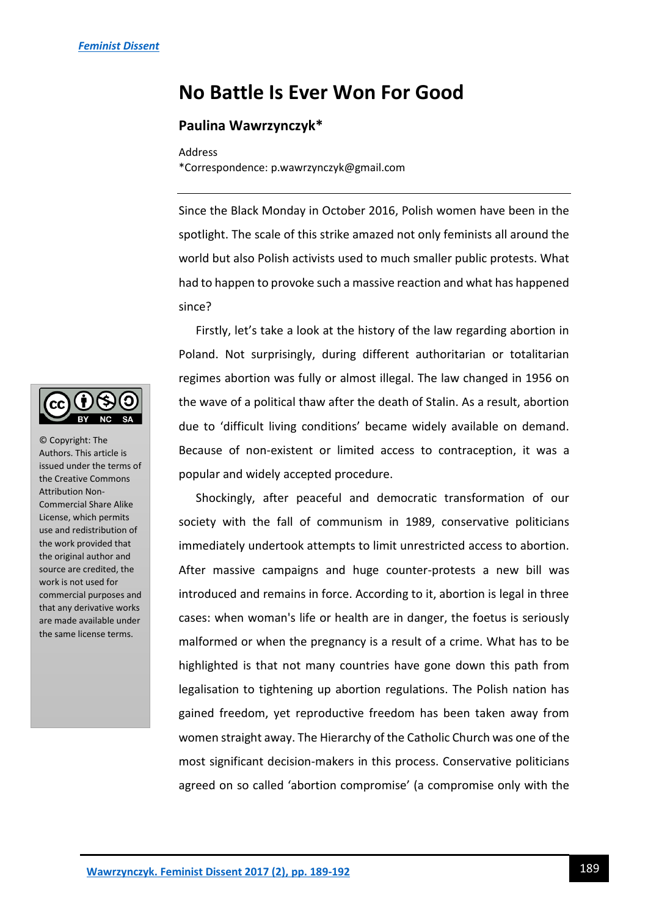# No Battle Is Ever Won For Good

## Paulina Wawrzynczyk*

Address
*Correspondence: p.wawrzynczyk@gmail.com

Since the Black Monday in October 2016, Polish women have been in the spotlight. The scale of this strike amazed not only feminists all around the world but also Polish activists used to much smaller public protests. What had to happen to provoke such a massive reaction and what has happened since?

Firstly, let's take a look at the history of the law regarding abortion in Poland. Not surprisingly, during different authoritarian or totalitarian regimes abortion was fully or almost illegal. The law changed in 1956 on the wave of a political thaw after the death of Stalin. As a result, abortion due to 'difficult living conditions' became widely available on demand. Because of non-existent or limited access to contraception, it was a popular and widely accepted procedure.

Shockingly, after peaceful and democratic transformation of our society with the fall of communism in 1989, conservative politicians immediately undertook attempts to limit unrestricted access to abortion. After massive campaigns and huge counter-protests a new bill was introduced and remains in force. According to it, abortion is legal in three cases: when woman's life or health are in danger, the foetus is seriously malformed or when the pregnancy is a result of a crime. What has to be highlighted is that not many countries have gone down this path from legalisation to tightening up abortion regulations. The Polish nation has gained freedom, yet reproductive freedom has been taken away from women straight away. The Hierarchy of the Catholic Church was one of the most significant decision-makers in this process. Conservative politicians agreed on so called 'abortion compromise' (a compromise only with the

© Copyright: The Authors. This article is issued under the terms of the Creative Commons Attribution Non-Commercial Share Alike License, which permits use and redistribution of the work provided that the original author and source are credited, the work is not used for commercial purposes and that any derivative works are made available under the same license terms.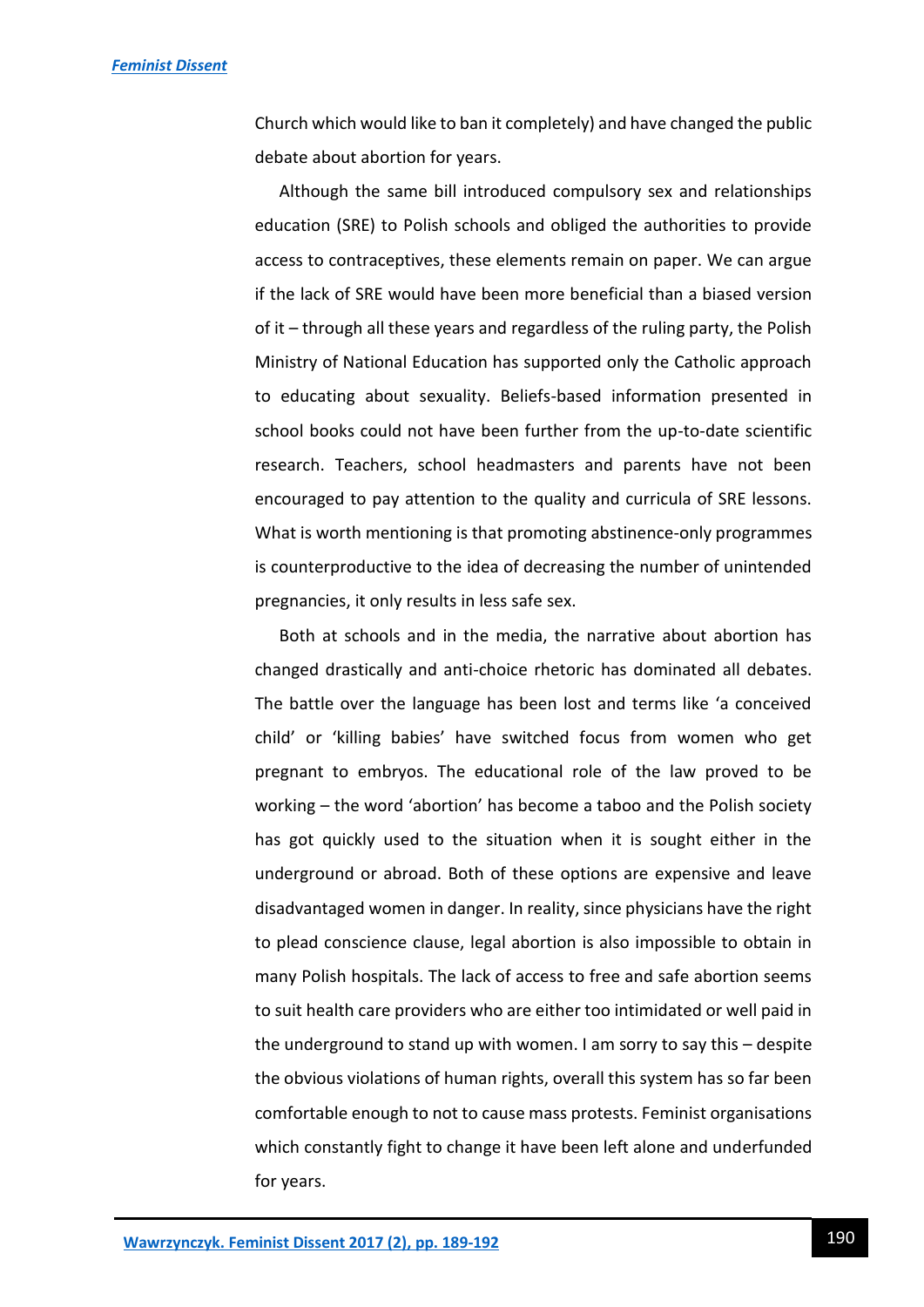Church which would like to ban it completely) and have changed the public debate about abortion for years.

Although the same bill introduced compulsory sex and relationships education (SRE) to Polish schools and obliged the authorities to provide access to contraceptives, these elements remain on paper. We can argue if the lack of SRE would have been more beneficial than a biased version of it – through all these years and regardless of the ruling party, the Polish Ministry of National Education has supported only the Catholic approach to educating about sexuality. Beliefs-based information presented in school books could not have been further from the up-to-date scientific research. Teachers, school headmasters and parents have not been encouraged to pay attention to the quality and curricula of SRE lessons. What is worth mentioning is that promoting abstinence-only programmes is counterproductive to the idea of decreasing the number of unintended pregnancies, it only results in less safe sex.

Both at schools and in the media, the narrative about abortion has changed drastically and anti-choice rhetoric has dominated all debates. The battle over the language has been lost and terms like 'a conceived child' or 'killing babies' have switched focus from women who get pregnant to embryos. The educational role of the law proved to be working – the word 'abortion' has become a taboo and the Polish society has got quickly used to the situation when it is sought either in the underground or abroad. Both of these options are expensive and leave disadvantaged women in danger. In reality, since physicians have the right to plead conscience clause, legal abortion is also impossible to obtain in many Polish hospitals. The lack of access to free and safe abortion seems to suit health care providers who are either too intimidated or well paid in the underground to stand up with women. I am sorry to say this – despite the obvious violations of human rights, overall this system has so far been comfortable enough to not to cause mass protests. Feminist organisations which constantly fight to change it have been left alone and underfunded for years.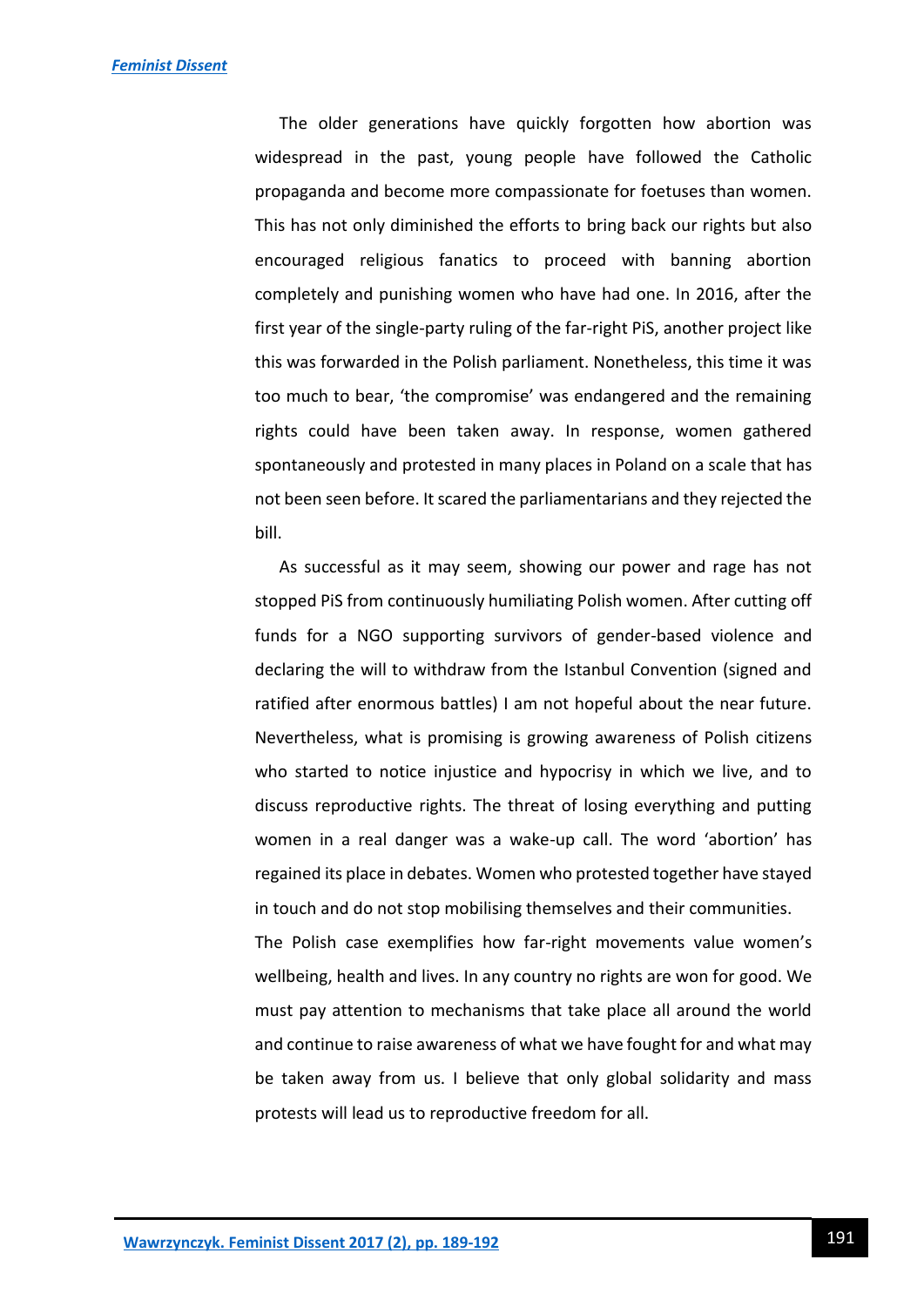The older generations have quickly forgotten how abortion was widespread in the past, young people have followed the Catholic propaganda and become more compassionate for foetuses than women. This has not only diminished the efforts to bring back our rights but also encouraged religious fanatics to proceed with banning abortion completely and punishing women who have had one. In 2016, after the first year of the single-party ruling of the far-right PiS, another project like this was forwarded in the Polish parliament. Nonetheless, this time it was too much to bear, 'the compromise' was endangered and the remaining rights could have been taken away. In response, women gathered spontaneously and protested in many places in Poland on a scale that has not been seen before. It scared the parliamentarians and they rejected the bill.

As successful as it may seem, showing our power and rage has not stopped PiS from continuously humiliating Polish women. After cutting off funds for a NGO supporting survivors of gender-based violence and declaring the will to withdraw from the Istanbul Convention (signed and ratified after enormous battles) I am not hopeful about the near future. Nevertheless, what is promising is growing awareness of Polish citizens who started to notice injustice and hypocrisy in which we live, and to discuss reproductive rights. The threat of losing everything and putting women in a real danger was a wake-up call. The word 'abortion' has regained its place in debates. Women who protested together have stayed in touch and do not stop mobilising themselves and their communities.

The Polish case exemplifies how far-right movements value women's wellbeing, health and lives. In any country no rights are won for good. We must pay attention to mechanisms that take place all around the world and continue to raise awareness of what we have fought for and what may be taken away from us. I believe that only global solidarity and mass protests will lead us to reproductive freedom for all.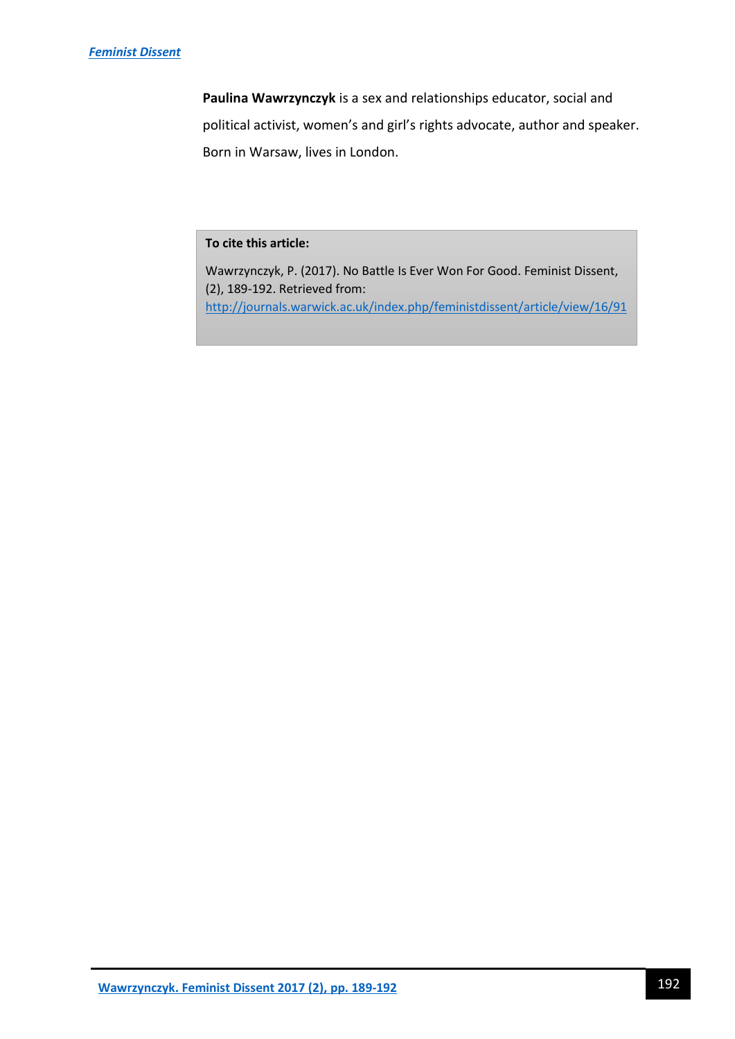**Paulina Wawrzynczyk** is a sex and relationships educator, social and political activist, women's and girl's rights advocate, author and speaker. Born in Warsaw, lives in London.

**To cite this article:**

Wawrzynczyk, P. (2017). No Battle Is Ever Won For Good. Feminist Dissent, (2), 189-192. Retrieved from: http://journals.warwick.ac.uk/index.php/feministdissent/article/view/16/91